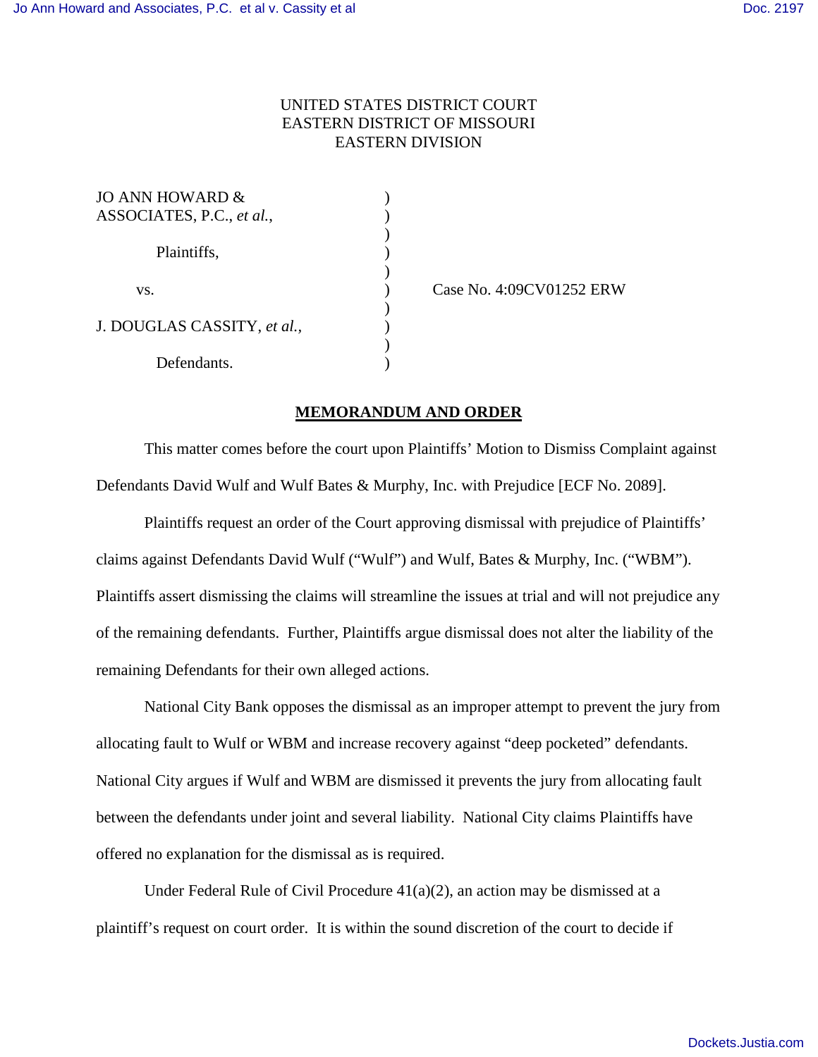UNITED STATES DISTRICT COURT
EASTERN DISTRICT OF MISSOURI
EASTERN DIVISION

| | | |
|---|---|---|
| JO ANN HOWARD & ASSOCIATES, P.C., *et al.*, | ) | |
| Plaintiffs, | ) | |
| vs. | ) | Case No. 4:09CV01252 ERW |
| J. DOUGLAS CASSITY, *et al.*, | ) | |
| Defendants. | ) | |

## MEMORANDUM AND ORDER

This matter comes before the court upon Plaintiffs' Motion to Dismiss Complaint against Defendants David Wulf and Wulf Bates & Murphy, Inc. with Prejudice [ECF No. 2089].

Plaintiffs request an order of the Court approving dismissal with prejudice of Plaintiffs' claims against Defendants David Wulf ("Wulf") and Wulf, Bates & Murphy, Inc. ("WBM"). Plaintiffs assert dismissing the claims will streamline the issues at trial and will not prejudice any of the remaining defendants. Further, Plaintiffs argue dismissal does not alter the liability of the remaining Defendants for their own alleged actions.

National City Bank opposes the dismissal as an improper attempt to prevent the jury from allocating fault to Wulf or WBM and increase recovery against "deep pocketed" defendants. National City argues if Wulf and WBM are dismissed it prevents the jury from allocating fault between the defendants under joint and several liability. National City claims Plaintiffs have offered no explanation for the dismissal as is required.

Under Federal Rule of Civil Procedure 41(a)(2), an action may be dismissed at a plaintiff's request on court order. It is within the sound discretion of the court to decide if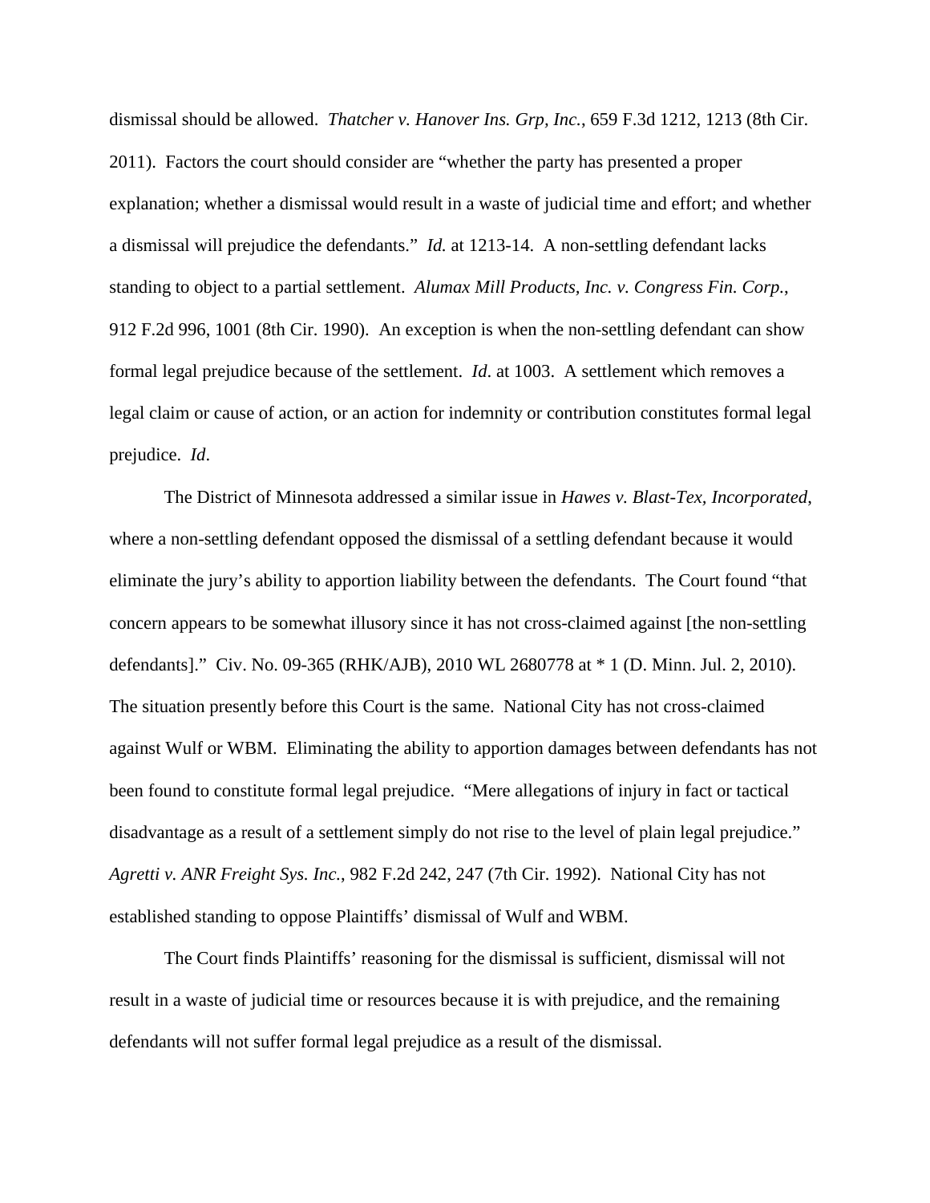dismissal should be allowed. *Thatcher v. Hanover Ins. Grp, Inc.*, 659 F.3d 1212, 1213 (8th Cir. 2011). Factors the court should consider are "whether the party has presented a proper explanation; whether a dismissal would result in a waste of judicial time and effort; and whether a dismissal will prejudice the defendants." *Id.* at 1213-14. A non-settling defendant lacks standing to object to a partial settlement. *Alumax Mill Products, Inc. v. Congress Fin. Corp.*, 912 F.2d 996, 1001 (8th Cir. 1990). An exception is when the non-settling defendant can show formal legal prejudice because of the settlement. *Id*. at 1003. A settlement which removes a legal claim or cause of action, or an action for indemnity or contribution constitutes formal legal prejudice. *Id*.

The District of Minnesota addressed a similar issue in *Hawes v. Blast-Tex, Incorporated*, where a non-settling defendant opposed the dismissal of a settling defendant because it would eliminate the jury's ability to apportion liability between the defendants. The Court found "that concern appears to be somewhat illusory since it has not cross-claimed against [the non-settling defendants]." Civ. No. 09-365 (RHK/AJB), 2010 WL 2680778 at * 1 (D. Minn. Jul. 2, 2010). The situation presently before this Court is the same. National City has not cross-claimed against Wulf or WBM. Eliminating the ability to apportion damages between defendants has not been found to constitute formal legal prejudice. "Mere allegations of injury in fact or tactical disadvantage as a result of a settlement simply do not rise to the level of plain legal prejudice." *Agretti v. ANR Freight Sys. Inc.*, 982 F.2d 242, 247 (7th Cir. 1992). National City has not established standing to oppose Plaintiffs' dismissal of Wulf and WBM.

The Court finds Plaintiffs' reasoning for the dismissal is sufficient, dismissal will not result in a waste of judicial time or resources because it is with prejudice, and the remaining defendants will not suffer formal legal prejudice as a result of the dismissal.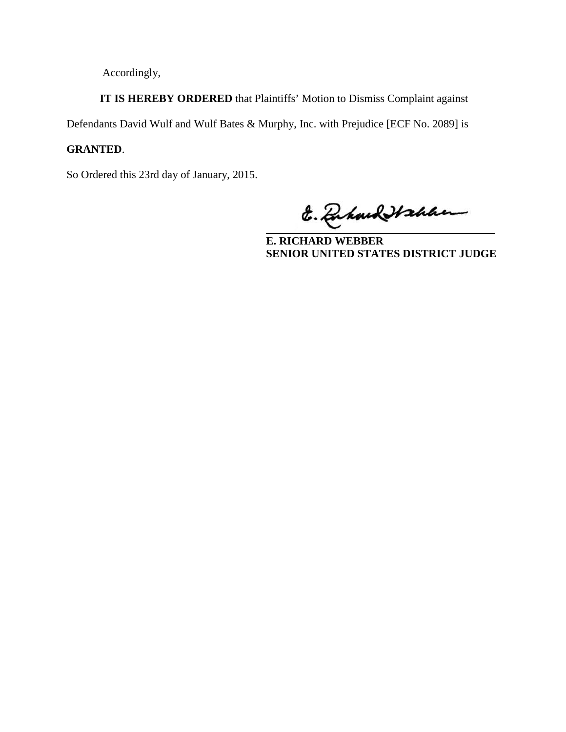Accordingly,

**IT IS HEREBY ORDERED** that Plaintiffs' Motion to Dismiss Complaint against Defendants David Wulf and Wulf Bates & Murphy, Inc. with Prejudice [ECF No. 2089] is **GRANTED**.

So Ordered this 23rd day of January, 2015.

**E. RICHARD WEBBER**
**SENIOR UNITED STATES DISTRICT JUDGE**